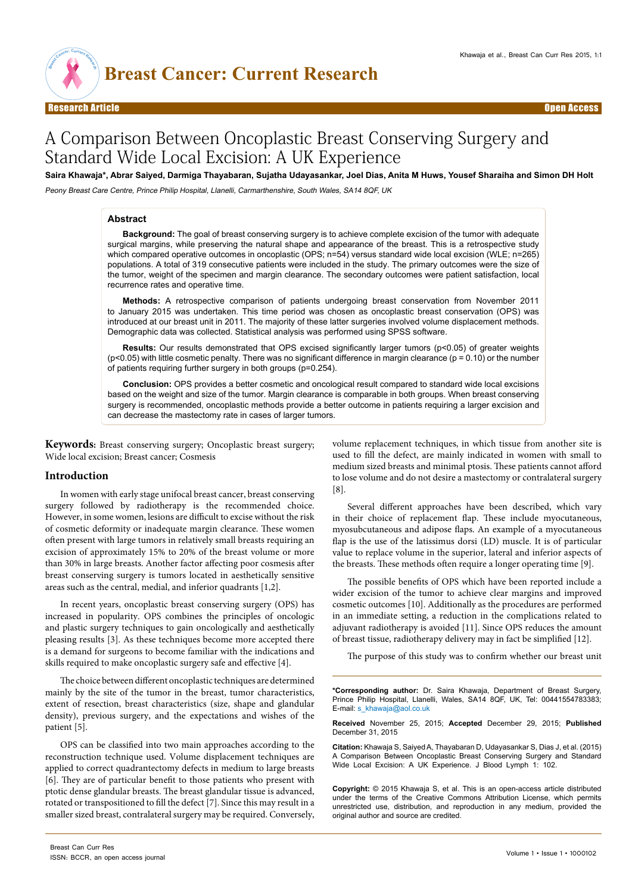Research Article | Open Access

# A Comparison Between Oncoplastic Breast Conserving Surgery and Standard Wide Local Excision: A UK Experience

**Saira Khawaja*, Abrar Saiyed, Darmiga Thayabaran, Sujatha Udayasankar, Joel Dias, Anita M Huws, Yousef Sharaiha and Simon DH Holt**

*Peony Breast Care Centre, Prince Philip Hospital, Llanelli, Carmarthenshire, South Wales, SA14 8QF, UK*

## Abstract

**Background:** The goal of breast conserving surgery is to achieve complete excision of the tumor with adequate surgical margins, while preserving the natural shape and appearance of the breast. This is a retrospective study which compared operative outcomes in oncoplastic (OPS; n=54) versus standard wide local excision (WLE; n=265) populations. A total of 319 consecutive patients were included in the study. The primary outcomes were the size of the tumor, weight of the specimen and margin clearance. The secondary outcomes were patient satisfaction, local recurrence rates and operative time.

**Methods:** A retrospective comparison of patients undergoing breast conservation from November 2011 to January 2015 was undertaken. This time period was chosen as oncoplastic breast conservation (OPS) was introduced at our breast unit in 2011. The majority of these latter surgeries involved volume displacement methods. Demographic data was collected. Statistical analysis was performed using SPSS software.

**Results:** Our results demonstrated that OPS excised significantly larger tumors ($p<0.05$) of greater weights ($p<0.05$) with little cosmetic penalty. There was no significant difference in margin clearance ($p = 0.10$) or the number of patients requiring further surgery in both groups ($p=0.254$).

**Conclusion:** OPS provides a better cosmetic and oncological result compared to standard wide local excisions based on the weight and size of the tumor. Margin clearance is comparable in both groups. When breast conserving surgery is recommended, oncoplastic methods provide a better outcome in patients requiring a larger excision and can decrease the mastectomy rate in cases of larger tumors.

**Keywords:** Breast conserving surgery; Oncoplastic breast surgery; Wide local excision; Breast cancer; Cosmesis

## Introduction

In women with early stage unifocal breast cancer, breast conserving surgery followed by radiotherapy is the recommended choice. However, in some women, lesions are difficult to excise without the risk of cosmetic deformity or inadequate margin clearance. These women often present with large tumors in relatively small breasts requiring an excision of approximately 15% to 20% of the breast volume or more than 30% in large breasts. Another factor affecting poor cosmesis after breast conserving surgery is tumors located in aesthetically sensitive areas such as the central, medial, and inferior quadrants [1,2].

In recent years, oncoplastic breast conserving surgery (OPS) has increased in popularity. OPS combines the principles of oncologic and plastic surgery techniques to gain oncologically and aesthetically pleasing results [3]. As these techniques become more accepted there is a demand for surgeons to become familiar with the indications and skills required to make oncoplastic surgery safe and effective [4].

The choice between different oncoplastic techniques are determined mainly by the site of the tumor in the breast, tumor characteristics, extent of resection, breast characteristics (size, shape and glandular density), previous surgery, and the expectations and wishes of the patient [5].

OPS can be classified into two main approaches according to the reconstruction technique used. Volume displacement techniques are applied to correct quadrantectomy defects in medium to large breasts [6]. They are of particular benefit to those patients who present with ptotic dense glandular breasts. The breast glandular tissue is advanced, rotated or transpositioned to fill the defect [7]. Since this may result in a smaller sized breast, contralateral surgery may be required. Conversely, volume replacement techniques, in which tissue from another site is used to fill the defect, are mainly indicated in women with small to medium sized breasts and minimal ptosis. These patients cannot afford to lose volume and do not desire a mastectomy or contralateral surgery [8].

Several different approaches have been described, which vary in their choice of replacement flap. These include myocutaneous, myosubcutaneous and adipose flaps. An example of a myocutaneous flap is the use of the latissimus dorsi (LD) muscle. It is of particular value to replace volume in the superior, lateral and inferior aspects of the breasts. These methods often require a longer operating time [9].

The possible benefits of OPS which have been reported include a wider excision of the tumor to achieve clear margins and improved cosmetic outcomes [10]. Additionally as the procedures are performed in an immediate setting, a reduction in the complications related to adjuvant radiotherapy is avoided [11]. Since OPS reduces the amount of breast tissue, radiotherapy delivery may in fact be simplified [12].

The purpose of this study was to confirm whether our breast unit

**\*Corresponding author:** Dr. Saira Khawaja, Department of Breast Surgery, Prince Philip Hospital, Llanelli, Wales, SA14 8QF, UK, Tel: 00441554783383; E-mail: s_khawaja@aol.co.uk

**Received** November 25, 2015; **Accepted** December 29, 2015; **Published** December 31, 2015

**Citation:** Khawaja S, Saiyed A, Thayabaran D, Udayasankar S, Dias J, et al. (2015) A Comparison Between Oncoplastic Breast Conserving Surgery and Standard Wide Local Excision: A UK Experience. J Blood Lymph 1: 102.

**Copyright:** © 2015 Khawaja S, et al. This is an open-access article distributed under the terms of the Creative Commons Attribution License, which permits unrestricted use, distribution, and reproduction in any medium, provided the original author and source are credited.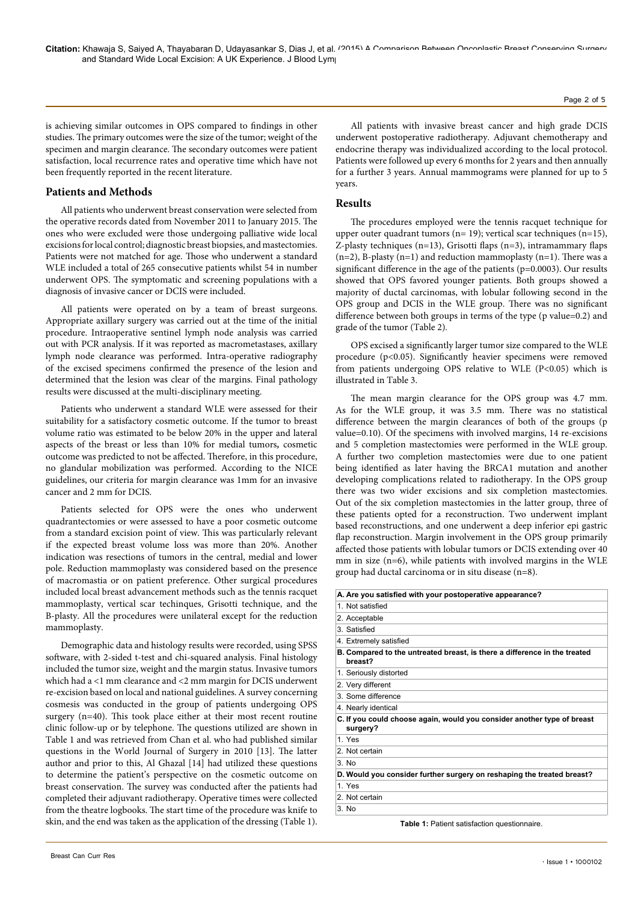is achieving similar outcomes in OPS compared to findings in other studies. The primary outcomes were the size of the tumor; weight of the specimen and margin clearance. The secondary outcomes were patient satisfaction, local recurrence rates and operative time which have not been frequently reported in the recent literature.

## Patients and Methods

All patients who underwent breast conservation were selected from the operative records dated from November 2011 to January 2015. The ones who were excluded were those undergoing palliative wide local excisions for local control; diagnostic breast biopsies, and mastectomies. Patients were not matched for age. Those who underwent a standard WLE included a total of 265 consecutive patients whilst 54 in number underwent OPS. The symptomatic and screening populations with a diagnosis of invasive cancer or DCIS were included.

All patients were operated on by a team of breast surgeons. Appropriate axillary surgery was carried out at the time of the initial procedure. Intraoperative sentinel lymph node analysis was carried out with PCR analysis. If it was reported as macrometastases, axillary lymph node clearance was performed. Intra-operative radiography of the excised specimens confirmed the presence of the lesion and determined that the lesion was clear of the margins. Final pathology results were discussed at the multi-disciplinary meeting.

Patients who underwent a standard WLE were assessed for their suitability for a satisfactory cosmetic outcome. If the tumor to breast volume ratio was estimated to be below 20% in the upper and lateral aspects of the breast or less than 10% for medial tumors*,* cosmetic outcome was predicted to not be affected. Therefore, in this procedure, no glandular mobilization was performed. According to the NICE guidelines, our criteria for margin clearance was 1mm for an invasive cancer and 2 mm for DCIS.

Patients selected for OPS were the ones who underwent quadrantectomies or were assessed to have a poor cosmetic outcome from a standard excision point of view. This was particularly relevant if the expected breast volume loss was more than 20%. Another indication was resections of tumors in the central, medial and lower pole. Reduction mammoplasty was considered based on the presence of macromastia or on patient preference. Other surgical procedures included local breast advancement methods such as the tennis racquet mammoplasty, vertical scar techinques, Grisotti technique, and the B-plasty. All the procedures were unilateral except for the reduction mammoplasty.

Demographic data and histology results were recorded, using SPSS software, with 2-sided t-test and chi-squared analysis. Final histology included the tumor size, weight and the margin status. Invasive tumors which had a <1 mm clearance and <2 mm margin for DCIS underwent re-excision based on local and national guidelines. A survey concerning cosmesis was conducted in the group of patients undergoing OPS surgery (n=40). This took place either at their most recent routine clinic follow-up or by telephone. The questions utilized are shown in Table 1 and was retrieved from Chan et al. who had published similar questions in the World Journal of Surgery in 2010 [13]. The latter author and prior to this, Al Ghazal [14] had utilized these questions to determine the patient's perspective on the cosmetic outcome on breast conservation. The survey was conducted after the patients had completed their adjuvant radiotherapy. Operative times were collected from the theatre logbooks. The start time of the procedure was knife to skin, and the end was taken as the application of the dressing (Table 1).

All patients with invasive breast cancer and high grade DCIS underwent postoperative radiotherapy. Adjuvant chemotherapy and endocrine therapy was individualized according to the local protocol. Patients were followed up every 6 months for 2 years and then annually for a further 3 years. Annual mammograms were planned for up to 5 years.

## Results

The procedures employed were the tennis racquet technique for upper outer quadrant tumors (n= 19); vertical scar techniques (n=15), Z-plasty techniques (n=13), Grisotti flaps (n=3), intramammary flaps (n=2), B-plasty (n=1) and reduction mammoplasty (n=1). There was a significant difference in the age of the patients (p=0.0003). Our results showed that OPS favored younger patients. Both groups showed a majority of ductal carcinomas, with lobular following second in the OPS group and DCIS in the WLE group. There was no significant difference between both groups in terms of the type (p value=0.2) and grade of the tumor (Table 2).

OPS excised a significantly larger tumor size compared to the WLE procedure ($p<0.05$). Significantly heavier specimens were removed from patients undergoing OPS relative to WLE ($P<0.05$) which is illustrated in Table 3.

The mean margin clearance for the OPS group was 4.7 mm. As for the WLE group, it was 3.5 mm. There was no statistical difference between the margin clearances of both of the groups (p value=0.10). Of the specimens with involved margins, 14 re-excisions and 5 completion mastectomies were performed in the WLE group. A further two completion mastectomies were due to one patient being identified as later having the BRCA1 mutation and another developing complications related to radiotherapy. In the OPS group there was two wider excisions and six completion mastectomies. Out of the six completion mastectomies in the latter group, three of these patients opted for a reconstruction. Two underwent implant based reconstructions, and one underwent a deep inferior epi gastric flap reconstruction. Margin involvement in the OPS group primarily affected those patients with lobular tumors or DCIS extending over 40 mm in size (n=6), while patients with involved margins in the WLE group had ductal carcinoma or in situ disease (n=8).

| |
|---|
| **A. Are you satisfied with your postoperative appearance?** |
| 1. Not satisfied |
| 2. Acceptable |
| 3. Satisfied |
| 4. Extremely satisfied |
| **B. Compared to the untreated breast, is there a difference in the treated breast?** |
| 1. Seriously distorted |
| 2. Very different |
| 3. Some difference |
| 4. Nearly identical |
| **C. If you could choose again, would you consider another type of breast surgery?** |
| 1. Yes |
| 2. Not certain |
| 3. No |
| **D. Would you consider further surgery on reshaping the treated breast?** |
| 1. Yes |
| 2. Not certain |
| 3. No |

**Table 1:** Patient satisfaction questionnaire.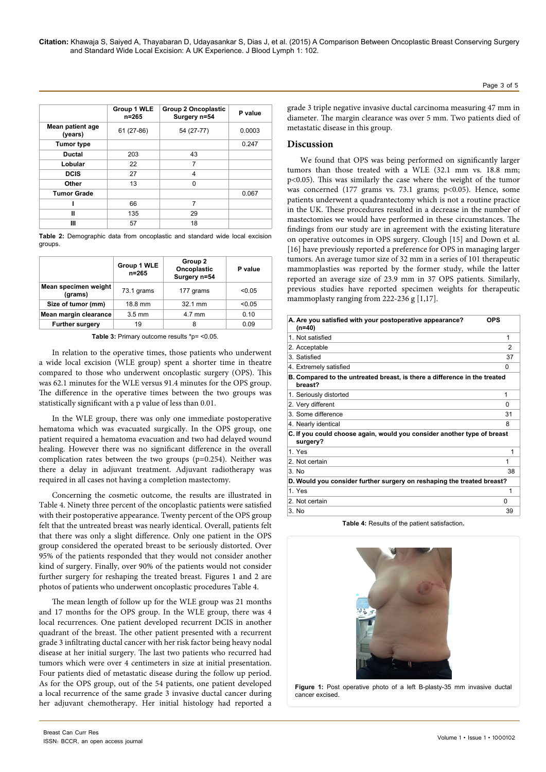| | Group 1 WLE n=265 | Group 2 Oncoplastic Surgery n=54 | P value |
|---|---|---|---|
| Mean patient age (years) | 61 (27-86) | 54 (27-77) | 0.0003 |
| Tumor type | | | 0.247 |
| Ductal | 203 | 43 | |
| Lobular | 22 | 7 | |
| DCIS | 27 | 4 | |
| Other | 13 | 0 | |
| Tumor Grade | | | 0.067 |
| I | 66 | 7 | |
| II | 135 | 29 | |
| III | 57 | 18 | |

**Table 2:** Demographic data from oncoplastic and standard wide local excision groups.

| | Group 1 WLE n=265 | Group 2 Oncoplastic Surgery n=54 | P value |
|---|---|---|---|
| Mean specimen weight (grams) | 73.1 grams | 177 grams | <0.05 |
| Size of tumor (mm) | 18.8 mm | 32.1 mm | <0.05 |
| Mean margin clearance | 3.5 mm | 4.7 mm | 0.10 |
| Further surgery | 19 | 8 | 0.09 |

**Table 3:** Primary outcome results *p= <0.05.

In relation to the operative times, those patients who underwent a wide local excision (WLE group) spent a shorter time in theatre compared to those who underwent oncoplastic surgery (OPS). This was 62.1 minutes for the WLE versus 91.4 minutes for the OPS group. The difference in the operative times between the two groups was statistically significant with a p value of less than 0.01.

In the WLE group, there was only one immediate postoperative hematoma which was evacuated surgically. In the OPS group, one patient required a hematoma evacuation and two had delayed wound healing. However there was no significant difference in the overall complication rates between the two groups (p=0.254). Neither was there a delay in adjuvant treatment. Adjuvant radiotherapy was required in all cases not having a completion mastectomy.

Concerning the cosmetic outcome, the results are illustrated in Table 4. Ninety three percent of the oncoplastic patients were satisfied with their postoperative appearance. Twenty percent of the OPS group felt that the untreated breast was nearly identical. Overall, patients felt that there was only a slight difference. Only one patient in the OPS group considered the operated breast to be seriously distorted. Over 95% of the patients responded that they would not consider another kind of surgery. Finally, over 90% of the patients would not consider further surgery for reshaping the treated breast. Figures 1 and 2 are photos of patients who underwent oncoplastic procedures Table 4.

The mean length of follow up for the WLE group was 21 months and 17 months for the OPS group. In the WLE group, there was 4 local recurrences. One patient developed recurrent DCIS in another quadrant of the breast. The other patient presented with a recurrent grade 3 infiltrating ductal cancer with her risk factor being heavy nodal disease at her initial surgery. The last two patients who recurred had tumors which were over 4 centimeters in size at initial presentation. Four patients died of metastatic disease during the follow up period. As for the OPS group, out of the 54 patients, one patient developed a local recurrence of the same grade 3 invasive ductal cancer during her adjuvant chemotherapy. Her initial histology had reported a grade 3 triple negative invasive ductal carcinoma measuring 47 mm in diameter. The margin clearance was over 5 mm. Two patients died of metastatic disease in this group.

## Discussion

We found that OPS was being performed on significantly larger tumors than those treated with a WLE (32.1 mm vs. 18.8 mm; p<0.05). This was similarly the case where the weight of the tumor was concerned (177 grams vs. 73.1 grams; p<0.05). Hence, some patients underwent a quadrantectomy which is not a routine practice in the UK. These procedures resulted in a decrease in the number of mastectomies we would have performed in these circumstances. The findings from our study are in agreement with the existing literature on operative outcomes in OPS surgery. Clough [15] and Down et al. [16] have previously reported a preference for OPS in managing larger tumors. An average tumor size of 32 mm in a series of 101 therapeutic mammoplasties was reported by the former study, while the latter reported an average size of 23.9 mm in 37 OPS patients. Similarly, previous studies have reported specimen weights for therapeutic mammoplasty ranging from 222-236 g [1,17].

| A. Are you satisfied with your postoperative appearance? (n=40) | OPS |
|---|---|
| 1. Not satisfied | 1 |
| 2. Acceptable | 2 |
| 3. Satisfied | 37 |
| 4. Extremely satisfied | 0 |
| **B. Compared to the untreated breast, is there a difference in the treated breast?** | |
| 1. Seriously distorted | 1 |
| 2. Very different | 0 |
| 3. Some difference | 31 |
| 4. Nearly identical | 8 |
| **C. If you could choose again, would you consider another type of breast surgery?** | |
| 1. Yes | 1 |
| 2. Not certain | 1 |
| 3. No | 38 |
| **D. Would you consider further surgery on reshaping the treated breast?** | |
| 1. Yes | 1 |
| 2. Not certain | 0 |
| 3. No | 39 |

**Table 4:** Results of the patient satisfaction.

**Figure 1:** Post operative photo of a left B-plasty-35 mm invasive ductal cancer excised.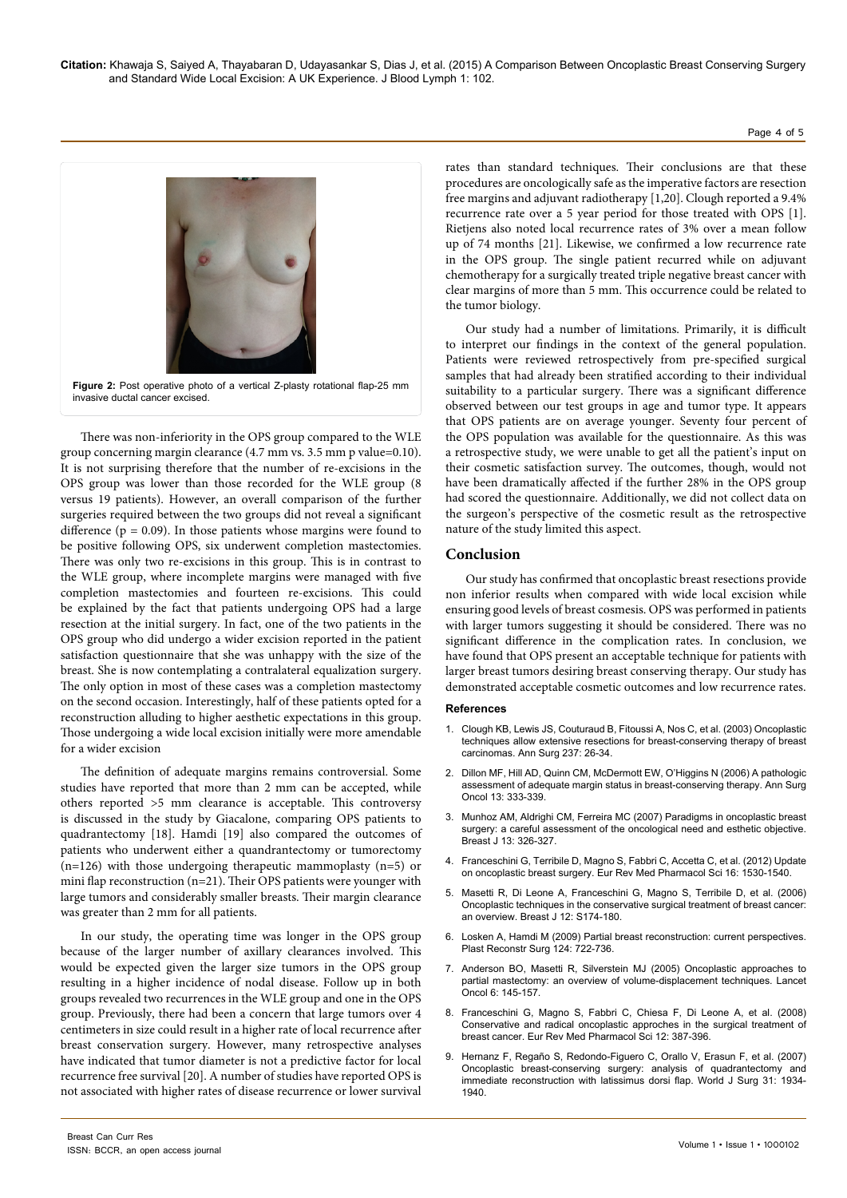**Figure 2:** Post operative photo of a vertical Z-plasty rotational flap-25 mm invasive ductal cancer excised.

There was non-inferiority in the OPS group compared to the WLE group concerning margin clearance (4.7 mm vs. 3.5 mm p value=0.10). It is not surprising therefore that the number of re-excisions in the OPS group was lower than those recorded for the WLE group (8 versus 19 patients). However, an overall comparison of the further surgeries required between the two groups did not reveal a significant difference (p = 0.09). In those patients whose margins were found to be positive following OPS, six underwent completion mastectomies. There was only two re-excisions in this group. This is in contrast to the WLE group, where incomplete margins were managed with five completion mastectomies and fourteen re-excisions. This could be explained by the fact that patients undergoing OPS had a large resection at the initial surgery. In fact, one of the two patients in the OPS group who did undergo a wider excision reported in the patient satisfaction questionnaire that she was unhappy with the size of the breast. She is now contemplating a contralateral equalization surgery. The only option in most of these cases was a completion mastectomy on the second occasion. Interestingly, half of these patients opted for a reconstruction alluding to higher aesthetic expectations in this group. Those undergoing a wide local excision initially were more amendable for a wider excision

The definition of adequate margins remains controversial. Some studies have reported that more than 2 mm can be accepted, while others reported >5 mm clearance is acceptable. This controversy is discussed in the study by Giacalone, comparing OPS patients to quadrantectomy [18]. Hamdi [19] also compared the outcomes of patients who underwent either a quadrantectomy or tumorectomy (n=126) with those undergoing therapeutic mammoplasty (n=5) or mini flap reconstruction (n=21). Their OPS patients were younger with large tumors and considerably smaller breasts. Their margin clearance was greater than 2 mm for all patients.

In our study, the operating time was longer in the OPS group because of the larger number of axillary clearances involved. This would be expected given the larger size tumors in the OPS group resulting in a higher incidence of nodal disease. Follow up in both groups revealed two recurrences in the WLE group and one in the OPS group. Previously, there had been a concern that large tumors over 4 centimeters in size could result in a higher rate of local recurrence after breast conservation surgery. However, many retrospective analyses have indicated that tumor diameter is not a predictive factor for local recurrence free survival [20]. A number of studies have reported OPS is not associated with higher rates of disease recurrence or lower survival rates than standard techniques. Their conclusions are that these procedures are oncologically safe as the imperative factors are resection free margins and adjuvant radiotherapy [1,20]. Clough reported a 9.4% recurrence rate over a 5 year period for those treated with OPS [1]. Rietjens also noted local recurrence rates of 3% over a mean follow up of 74 months [21]. Likewise, we confirmed a low recurrence rate in the OPS group. The single patient recurred while on adjuvant chemotherapy for a surgically treated triple negative breast cancer with clear margins of more than 5 mm. This occurrence could be related to the tumor biology.

Our study had a number of limitations. Primarily, it is difficult to interpret our findings in the context of the general population. Patients were reviewed retrospectively from pre-specified surgical samples that had already been stratified according to their individual suitability to a particular surgery. There was a significant difference observed between our test groups in age and tumor type. It appears that OPS patients are on average younger. Seventy four percent of the OPS population was available for the questionnaire. As this was a retrospective study, we were unable to get all the patient's input on their cosmetic satisfaction survey. The outcomes, though, would not have been dramatically affected if the further 28% in the OPS group had scored the questionnaire. Additionally, we did not collect data on the surgeon's perspective of the cosmetic result as the retrospective nature of the study limited this aspect.

## Conclusion

Our study has confirmed that oncoplastic breast resections provide non inferior results when compared with wide local excision while ensuring good levels of breast cosmesis. OPS was performed in patients with larger tumors suggesting it should be considered. There was no significant difference in the complication rates. In conclusion, we have found that OPS present an acceptable technique for patients with larger breast tumors desiring breast conserving therapy. Our study has demonstrated acceptable cosmetic outcomes and low recurrence rates.

### References

1. Clough KB, Lewis JS, Couturaud B, Fitoussi A, Nos C, et al. (2003) Oncoplastic techniques allow extensive resections for breast-conserving therapy of breast carcinomas. Ann Surg 237: 26-34.
2. Dillon MF, Hill AD, Quinn CM, McDermott EW, O'Higgins N (2006) A pathologic assessment of adequate margin status in breast-conserving therapy. Ann Surg Oncol 13: 333-339.
3. Munhoz AM, Aldrighi CM, Ferreira MC (2007) Paradigms in oncoplastic breast surgery: a careful assessment of the oncological need and esthetic objective. Breast J 13: 326-327.
4. Franceschini G, Terribile D, Magno S, Fabbri C, Accetta C, et al. (2012) Update on oncoplastic breast surgery. Eur Rev Med Pharmacol Sci 16: 1530-1540.
5. Masetti R, Di Leone A, Franceschini G, Magno S, Terribile D, et al. (2006) Oncoplastic techniques in the conservative surgical treatment of breast cancer: an overview. Breast J 12: S174-180.
6. Losken A, Hamdi M (2009) Partial breast reconstruction: current perspectives. Plast Reconstr Surg 124: 722-736.
7. Anderson BO, Masetti R, Silverstein MJ (2005) Oncoplastic approaches to partial mastectomy: an overview of volume-displacement techniques. Lancet Oncol 6: 145-157.
8. Franceschini G, Magno S, Fabbri C, Chiesa F, Di Leone A, et al. (2008) Conservative and radical oncoplastic approches in the surgical treatment of breast cancer. Eur Rev Med Pharmacol Sci 12: 387-396.
9. Hernanz F, Regaño S, Redondo-Figuero C, Orallo V, Erasun F, et al. (2007) Oncoplastic breast-conserving surgery: analysis of quadrantectomy and immediate reconstruction with latissimus dorsi flap. World J Surg 31: 1934-1940.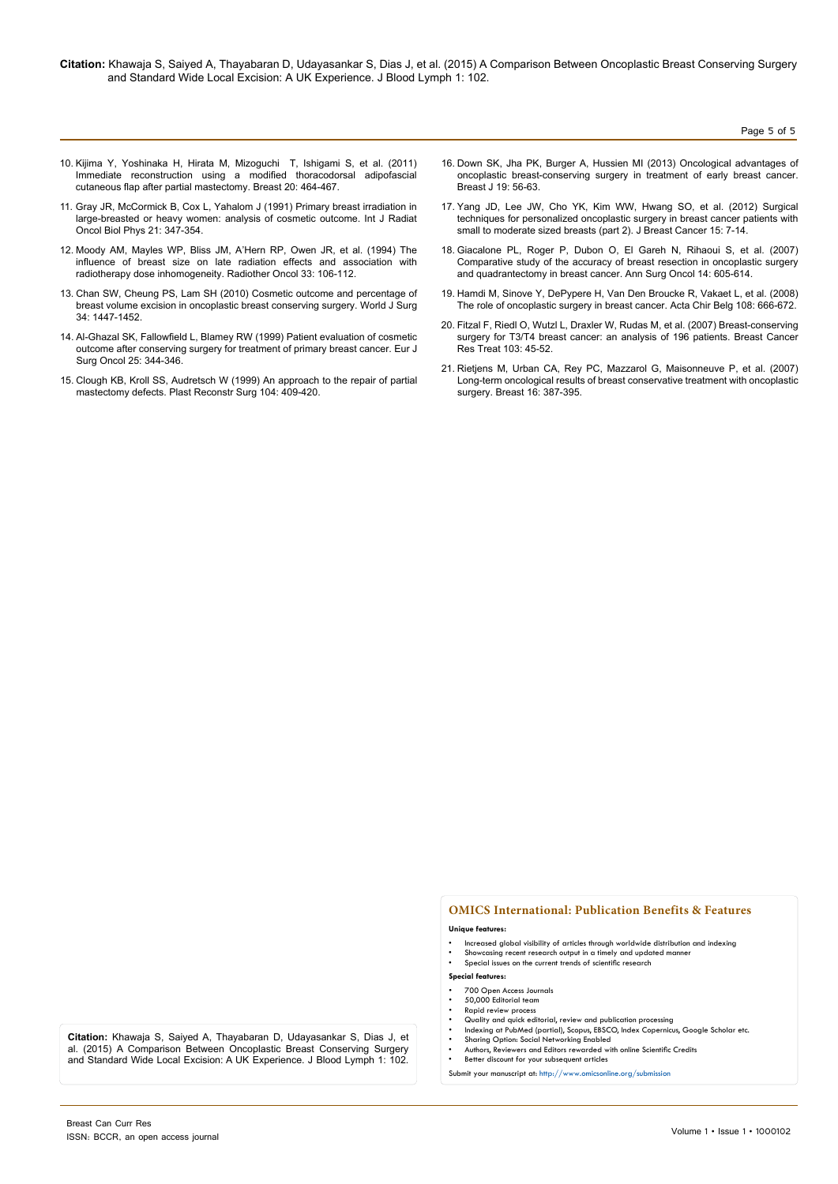10. Kijima Y, Yoshinaka H, Hirata M, Mizoguchi T, Ishigami S, et al. (2011) Immediate reconstruction using a modified thoracodorsal adipofascial cutaneous flap after partial mastectomy. Breast 20: 464-467.

11. Gray JR, McCormick B, Cox L, Yahalom J (1991) Primary breast irradiation in large-breasted or heavy women: analysis of cosmetic outcome. Int J Radiat Oncol Biol Phys 21: 347-354.

12. Moody AM, Mayles WP, Bliss JM, A'Hern RP, Owen JR, et al. (1994) The influence of breast size on late radiation effects and association with radiotherapy dose inhomogeneity. Radiother Oncol 33: 106-112.

13. Chan SW, Cheung PS, Lam SH (2010) Cosmetic outcome and percentage of breast volume excision in oncoplastic breast conserving surgery. World J Surg 34: 1447-1452.

14. Al-Ghazal SK, Fallowfield L, Blamey RW (1999) Patient evaluation of cosmetic outcome after conserving surgery for treatment of primary breast cancer. Eur J Surg Oncol 25: 344-346.

15. Clough KB, Kroll SS, Audretsch W (1999) An approach to the repair of partial mastectomy defects. Plast Reconstr Surg 104: 409-420.

16. Down SK, Jha PK, Burger A, Hussien MI (2013) Oncological advantages of oncoplastic breast-conserving surgery in treatment of early breast cancer. Breast J 19: 56-63.

17. Yang JD, Lee JW, Cho YK, Kim WW, Hwang SO, et al. (2012) Surgical techniques for personalized oncoplastic surgery in breast cancer patients with small to moderate sized breasts (part 2). J Breast Cancer 15: 7-14.

18. Giacalone PL, Roger P, Dubon O, El Gareh N, Rihaoui S, et al. (2007) Comparative study of the accuracy of breast resection in oncoplastic surgery and quadrantectomy in breast cancer. Ann Surg Oncol 14: 605-614.

19. Hamdi M, Sinove Y, DePypere H, Van Den Broucke R, Vakaet L, et al. (2008) The role of oncoplastic surgery in breast cancer. Acta Chir Belg 108: 666-672.

20. Fitzal F, Riedl O, Wutzl L, Draxler W, Rudas M, et al. (2007) Breast-conserving surgery for T3/T4 breast cancer: an analysis of 196 patients. Breast Cancer Res Treat 103: 45-52.

21. Rietjens M, Urban CA, Rey PC, Mazzarol G, Maisonneuve P, et al. (2007) Long-term oncological results of breast conservative treatment with oncoplastic surgery. Breast 16: 387-395.

**Citation:** Khawaja S, Saiyed A, Thayabaran D, Udayasankar S, Dias J, et al. (2015) A Comparison Between Oncoplastic Breast Conserving Surgery and Standard Wide Local Excision: A UK Experience. J Blood Lymph 1: 102.

## OMICS International: Publication Benefits & Features

**Unique features:**

- Increased global visibility of articles through worldwide distribution and indexing
- Showcasing recent research output in a timely and updated manner
- Special issues on the current trends of scientific research

**Special features:**

- 700 Open Access Journals
- 50,000 Editorial team
- Rapid review process
- Quality and quick editorial, review and publication processing
- Indexing at PubMed (partial), Scopus, EBSCO, Index Copernicus, Google Scholar etc.
- Sharing Option: Social Networking Enabled
- Authors, Reviewers and Editors rewarded with online Scientific Credits
- Better discount for your subsequent articles

Submit your manuscript at: http://www.omicsonline.org/submission